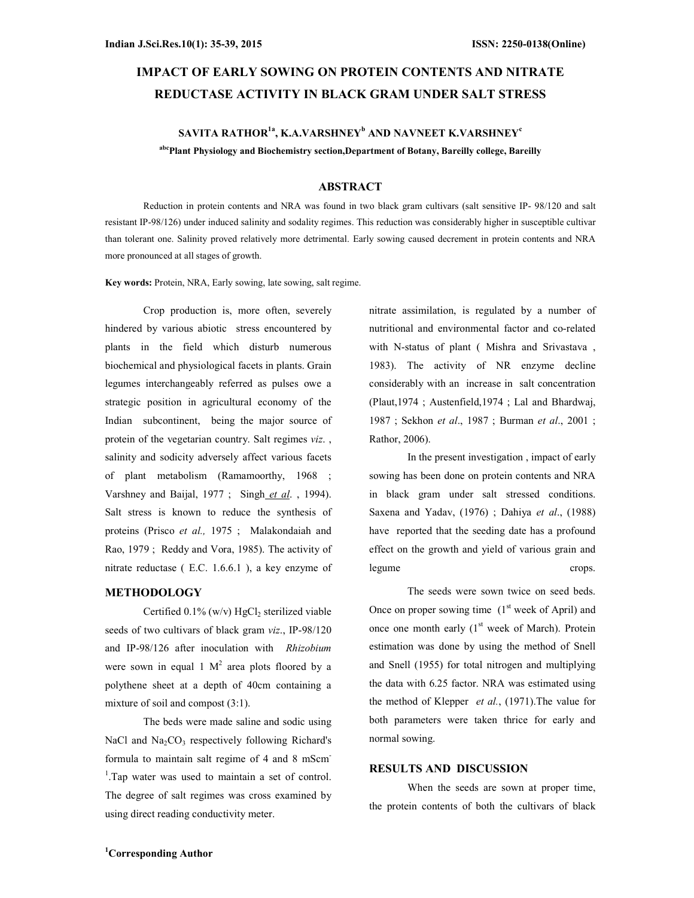# IMPACT OF EARLY SOWING ON PROTEIN CONTENTS AND NITRATE REDUCTASE ACTIVITY IN BLACK GRAM UNDER SALT STRESS

**SAVITA RATHOR[1a], K.A.VARSHNEY[b] AND NAVNEET K.VARSHNEY[c]**

**[abc]Plant Physiology and Biochemistry section, Department of Botany, Bareilly college, Bareilly**

## ABSTRACT

Reduction in protein contents and NRA was found in two black gram cultivars (salt sensitive IP- 98/120 and salt resistant IP-98/126) under induced salinity and sodality regimes. This reduction was considerably higher in susceptible cultivar than tolerant one. Salinity proved relatively more detrimental. Early sowing caused decrement in protein contents and NRA more pronounced at all stages of growth.

**Key words:** Protein, NRA, Early sowing, late sowing, salt regime.

Crop production is, more often, severely hindered by various abiotic stress encountered by plants in the field which disturb numerous biochemical and physiological facets in plants. Grain legumes interchangeably referred as pulses owe a strategic position in agricultural economy of the Indian subcontinent, being the major source of protein of the vegetarian country. Salt regimes *viz.*, salinity and sodicity adversely affect various facets of plant metabolism (Ramamoorthy, 1968 ; Varshney and Baijal, 1977 ; Singh *et al.*, 1994). Salt stress is known to reduce the synthesis of proteins (Prisco *et al.,* 1975 ; Malakondaiah and Rao, 1979 ; Reddy and Vora, 1985). The activity of nitrate reductase ( E.C. 1.6.6.1 ), a key enzyme of nitrate assimilation, is regulated by a number of nutritional and environmental factor and co-related with N-status of plant ( Mishra and Srivastava , 1983). The activity of NR enzyme decline considerably with an increase in salt concentration (Plaut,1974 ; Austenfield,1974 ; Lal and Bhardwaj, 1987 ; Sekhon *et al*., 1987 ; Burman *et al*., 2001 ; Rathor, 2006).

In the present investigation , impact of early sowing has been done on protein contents and NRA in black gram under salt stressed conditions. Saxena and Yadav, (1976) ; Dahiya *et al*., (1988) have reported that the seeding date has a profound effect on the growth and yield of various grain and legume crops.

## METHODOLOGY

Certified 0.1% (w/v) $HgCl_2$ sterilized viable seeds of two cultivars of black gram *viz*., IP-98/120 and IP-98/126 after inoculation with *Rhizobium* were sown in equal 1 $M^2$ area plots floored by a polythene sheet at a depth of 40cm containing a mixture of soil and compost (3:1).

The beds were made saline and sodic using NaCl and $Na_2CO_3$ respectively following Richard's formula to maintain salt regime of 4 and 8 $mScm^{-1}$. Tap water was used to maintain a set of control. The degree of salt regimes was cross examined by using direct reading conductivity meter.

The seeds were sown twice on seed beds. Once on proper sowing time (1st week of April) and once one month early (1st week of March). Protein estimation was done by using the method of Snell and Snell (1955) for total nitrogen and multiplying the data with 6.25 factor. NRA was estimated using the method of Klepper *et al.*, (1971).The value for both parameters were taken thrice for early and normal sowing.

## RESULTS AND DISCUSSION

When the seeds are sown at proper time, the protein contents of both the cultivars of black

[1]Corresponding Author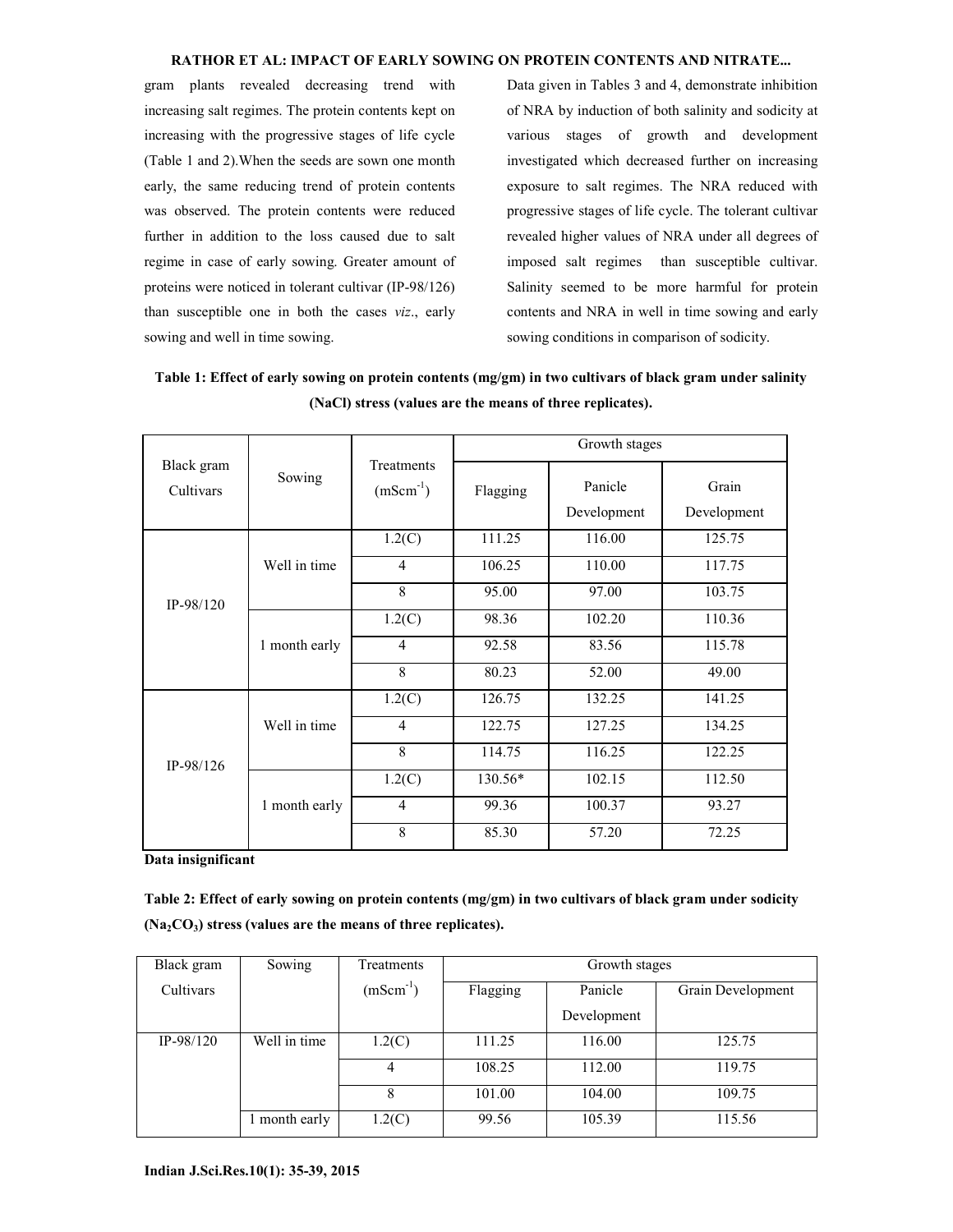gram plants revealed decreasing trend with increasing salt regimes. The protein contents kept on increasing with the progressive stages of life cycle (Table 1 and 2).When the seeds are sown one month early, the same reducing trend of protein contents was observed. The protein contents were reduced further in addition to the loss caused due to salt regime in case of early sowing. Greater amount of proteins were noticed in tolerant cultivar (IP-98/126) than susceptible one in both the cases *viz*., early sowing and well in time sowing.

Data given in Tables 3 and 4, demonstrate inhibition of NRA by induction of both salinity and sodicity at various stages of growth and development investigated which decreased further on increasing exposure to salt regimes. The NRA reduced with progressive stages of life cycle. The tolerant cultivar revealed higher values of NRA under all degrees of imposed salt regimes than susceptible cultivar. Salinity seemed to be more harmful for protein contents and NRA in well in time sowing and early sowing conditions in comparison of sodicity.

**Table 1: Effect of early sowing on protein contents (mg/gm) in two cultivars of black gram under salinity (NaCl) stress (values are the means of three replicates).**

| Black gram Cultivars | Sowing | Treatments ($mScm^{-1}$) | Growth stages | | |
|---|---|---|---|---|---|
| | | | Flagging | Panicle Development | Grain Development |
| IP-98/120 | Well in time | 1.2(C) | 111.25 | 116.00 | 125.75 |
| | | 4 | 106.25 | 110.00 | 117.75 |
| | | 8 | 95.00 | 97.00 | 103.75 |
| | 1 month early | 1.2(C) | 98.36 | 102.20 | 110.36 |
| | | 4 | 92.58 | 83.56 | 115.78 |
| | | 8 | 80.23 | 52.00 | 49.00 |
| IP-98/126 | Well in time | 1.2(C) | 126.75 | 132.25 | 141.25 |
| | | 4 | 122.75 | 127.25 | 134.25 |
| | | 8 | 114.75 | 116.25 | 122.25 |
| | 1 month early | 1.2(C) | 130.56* | 102.15 | 112.50 |
| | | 4 | 99.36 | 100.37 | 93.27 |
| | | 8 | 85.30 | 57.20 | 72.25 |

**Data insignificant**

**Table 2: Effect of early sowing on protein contents (mg/gm) in two cultivars of black gram under sodicity ($Na_2CO_3$) stress (values are the means of three replicates).**

| Black gram Cultivars | Sowing | Treatments ($mScm^{-1}$) | Growth stages | | |
|---|---|---|---|---|---|
| | | | Flagging | Panicle Development | Grain Development |
| IP-98/120 | Well in time | 1.2(C) | 111.25 | 116.00 | 125.75 |
| | | 4 | 108.25 | 112.00 | 119.75 |
| | | 8 | 101.00 | 104.00 | 109.75 |
| | 1 month early | 1.2(C) | 99.56 | 105.39 | 115.56 |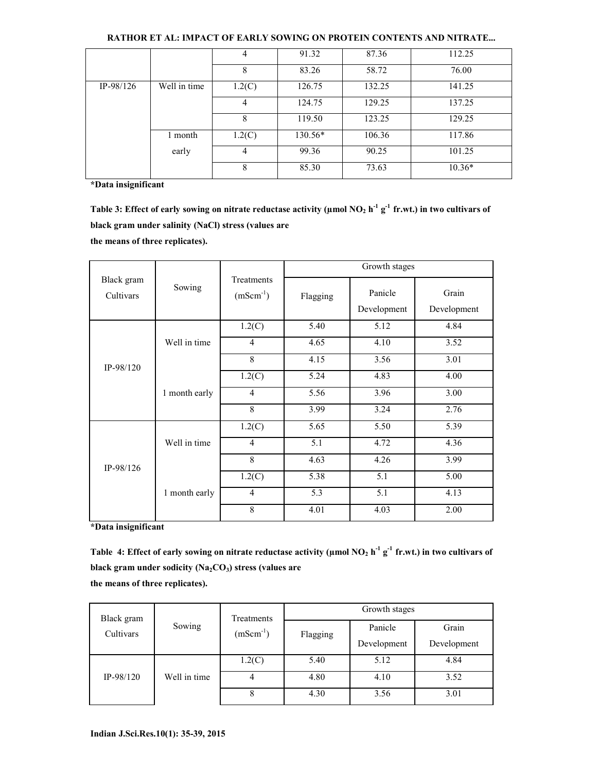| | | 4 | 91.32 | 87.36 | 112.25 |
|---|---|---|---|---|---|
| | | 8 | 83.26 | 58.72 | 76.00 |
| IP-98/126 | Well in time | 1.2(C) | 126.75 | 132.25 | 141.25 |
| | | 4 | 124.75 | 129.25 | 137.25 |
| | | 8 | 119.50 | 123.25 | 129.25 |
| | 1 month early | 1.2(C) | 130.56* | 106.36 | 117.86 |
| | | 4 | 99.36 | 90.25 | 101.25 |
| | | 8 | 85.30 | 73.63 | 10.36* |

**\*Data insignificant**

**Table 3: Effect of early sowing on nitrate reductase activity (μmol $NO_2$ $h^{-1}$ $g^{-1}$ fr.wt.) in two cultivars of black gram under salinity (NaCl) stress (values are the means of three replicates).**

| Black gram Cultivars | Sowing | Treatments ($mScm^{-1}$) | Growth stages | | |
|---|---|---|---|---|---|
| | | | Flagging | Panicle Development | Grain Development |
| IP-98/120 | Well in time | 1.2(C) | 5.40 | 5.12 | 4.84 |
| | | 4 | 4.65 | 4.10 | 3.52 |
| | | 8 | 4.15 | 3.56 | 3.01 |
| | 1 month early | 1.2(C) | 5.24 | 4.83 | 4.00 |
| | | 4 | 5.56 | 3.96 | 3.00 |
| | | 8 | 3.99 | 3.24 | 2.76 |
| IP-98/126 | Well in time | 1.2(C) | 5.65 | 5.50 | 5.39 |
| | | 4 | 5.1 | 4.72 | 4.36 |
| | | 8 | 4.63 | 4.26 | 3.99 |
| | 1 month early | 1.2(C) | 5.38 | 5.1 | 5.00 |
| | | 4 | 5.3 | 5.1 | 4.13 |
| | | 8 | 4.01 | 4.03 | 2.00 |

**\*Data insignificant**

**Table 4: Effect of early sowing on nitrate reductase activity (μmol $NO_2$ $h^{-1}$ $g^{-1}$ fr.wt.) in two cultivars of black gram under sodicity ($Na_2CO_3$) stress (values are the means of three replicates).**

| Black gram Cultivars | Sowing | Treatments ($mScm^{-1}$) | Growth stages | | |
|---|---|---|---|---|---|
| | | | Flagging | Panicle Development | Grain Development |
| IP-98/120 | Well in time | 1.2(C) | 5.40 | 5.12 | 4.84 |
| | | 4 | 4.80 | 4.10 | 3.52 |
| | | 8 | 4.30 | 3.56 | 3.01 |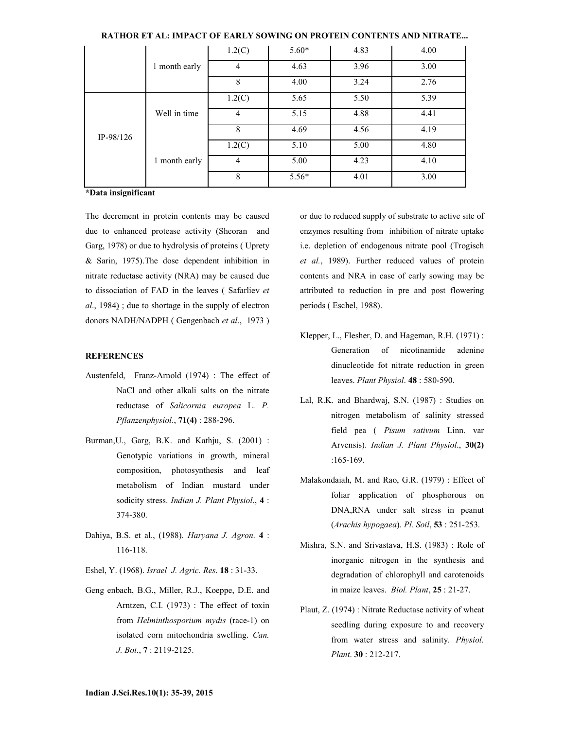| | | 1.2(C) | 5.60* | 4.83 | 4.00 |
|---|---|---|---|---|---|
| | 1 month early | 4 | 4.63 | 3.96 | 3.00 |
| | | 8 | 4.00 | 3.24 | 2.76 |
| IP-98/126 | Well in time | 1.2(C) | 5.65 | 5.50 | 5.39 |
| | | 4 | 5.15 | 4.88 | 4.41 |
| | | 8 | 4.69 | 4.56 | 4.19 |
| | 1 month early | 1.2(C) | 5.10 | 5.00 | 4.80 |
| | | 4 | 5.00 | 4.23 | 4.10 |
| | | 8 | 5.56* | 4.01 | 3.00 |

**\*Data insignificant**

The decrement in protein contents may be caused due to enhanced protease activity (Sheoran and Garg, 1978) or due to hydrolysis of proteins ( Uprety & Sarin, 1975).The dose dependent inhibition in nitrate reductase activity (NRA) may be caused due to dissociation of FAD in the leaves ( Safarliev *et al*., 1984) ; due to shortage in the supply of electron donors NADH/NADPH ( Gengenbach *et al*., 1973 ) or due to reduced supply of substrate to active site of enzymes resulting from inhibition of nitrate uptake i.e. depletion of endogenous nitrate pool (Trogisch *et al.*, 1989). Further reduced values of protein contents and NRA in case of early sowing may be attributed to reduction in pre and post flowering periods ( Eschel, 1988).

## REFERENCES

Austenfeld, Franz-Arnold (1974) : The effect of NaCl and other alkali salts on the nitrate reductase of *Salicornia europea* L. *P. Pflanzenphysiol*., **71(4)** : 288-296.

Burman,U., Garg, B.K. and Kathju, S. (2001) : Genotypic variations in growth, mineral composition, photosynthesis and leaf metabolism of Indian mustard under sodicity stress. *Indian J. Plant Physiol*., **4** : 374-380.

Dahiya, B.S. et al., (1988). *Haryana J. Agron*. **4** : 116-118.

Eshel, Y. (1968). *Israel J. Agric. Res*. **18** : 31-33.

Geng enbach, B.G., Miller, R.J., Koeppe, D.E. and Arntzen, C.I. (1973) : The effect of toxin from *Helminthosporium mydis* (race-1) on isolated corn mitochondria swelling. *Can. J. Bot*., **7** : 2119-2125.

Klepper, L., Flesher, D. and Hageman, R.H. (1971) : Generation of nicotinamide adenine dinucleotide fot nitrate reduction in green leaves. *Plant Physiol*. **48** : 580-590.

Lal, R.K. and Bhardwaj, S.N. (1987) : Studies on nitrogen metabolism of salinity stressed field pea ( *Pisum sativum* Linn. var Arvensis). *Indian J. Plant Physiol*., **30(2)** :165-169.

Malakondaiah, M. and Rao, G.R. (1979) : Effect of foliar application of phosphorous on DNA,RNA under salt stress in peanut (*Arachis hypogaea*). *Pl. Soil*, **53** : 251-253.

Mishra, S.N. and Srivastava, H.S. (1983) : Role of inorganic nitrogen in the synthesis and degradation of chlorophyll and carotenoids in maize leaves. *Biol. Plant*, **25** : 21-27.

Plaut, Z. (1974) : Nitrate Reductase activity of wheat seedling during exposure to and recovery from water stress and salinity. *Physiol. Plant*. **30** : 212-217.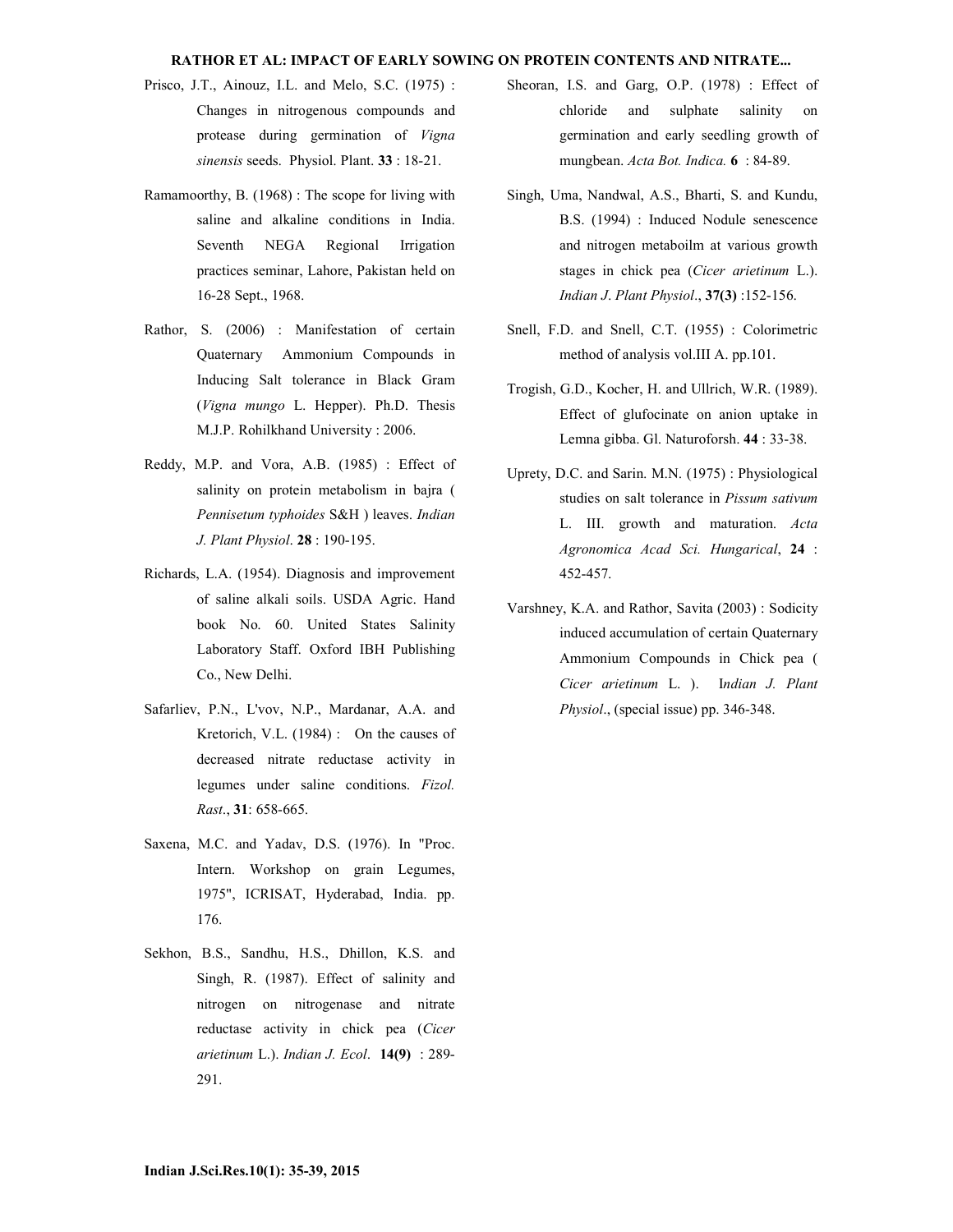Prisco, J.T., Ainouz, I.L. and Melo, S.C. (1975) : Changes in nitrogenous compounds and protease during germination of *Vigna sinensis* seeds. Physiol. Plant. **33** : 18-21.

Ramamoorthy, B. (1968) : The scope for living with saline and alkaline conditions in India. Seventh NEGA Regional Irrigation practices seminar, Lahore, Pakistan held on 16-28 Sept., 1968.

Rathor, S. (2006) : Manifestation of certain Quaternary Ammonium Compounds in Inducing Salt tolerance in Black Gram (*Vigna mungo* L. Hepper). Ph.D. Thesis M.J.P. Rohilkhand University : 2006.

Reddy, M.P. and Vora, A.B. (1985) : Effect of salinity on protein metabolism in bajra ( *Pennisetum typhoides* S&H ) leaves. *Indian J. Plant Physiol*. **28** : 190-195.

Richards, L.A. (1954). Diagnosis and improvement of saline alkali soils. USDA Agric. Hand book No. 60. United States Salinity Laboratory Staff. Oxford IBH Publishing Co., New Delhi.

Safarliev, P.N., L'vov, N.P., Mardanar, A.A. and Kretorich, V.L. (1984) : On the causes of decreased nitrate reductase activity in legumes under saline conditions. *Fizol. Rast*., **31**: 658-665.

Saxena, M.C. and Yadav, D.S. (1976). In "Proc. Intern. Workshop on grain Legumes, 1975", ICRISAT, Hyderabad, India. pp. 176.

Sekhon, B.S., Sandhu, H.S., Dhillon, K.S. and Singh, R. (1987). Effect of salinity and nitrogen on nitrogenase and nitrate reductase activity in chick pea (*Cicer arietinum* L.). *Indian J. Ecol*. **14(9)** : 289-291.

Sheoran, I.S. and Garg, O.P. (1978) : Effect of chloride and sulphate salinity on germination and early seedling growth of mungbean. *Acta Bot. Indica.* **6** : 84-89.

Singh, Uma, Nandwal, A.S., Bharti, S. and Kundu, B.S. (1994) : Induced Nodule senescence and nitrogen metaboilm at various growth stages in chick pea (*Cicer arietinum* L.). *Indian J. Plant Physiol*., **37(3)** :152-156.

Snell, F.D. and Snell, C.T. (1955) : Colorimetric method of analysis vol.III A. pp.101.

Trogish, G.D., Kocher, H. and Ullrich, W.R. (1989). Effect of glufocinate on anion uptake in Lemna gibba. Gl. Naturoforsh. **44** : 33-38.

Uprety, D.C. and Sarin. M.N. (1975) : Physiological studies on salt tolerance in *Pissum sativum* L. III. growth and maturation. *Acta Agronomica Acad Sci. Hungarical*, **24** : 452-457.

Varshney, K.A. and Rathor, Savita (2003) : Sodicity induced accumulation of certain Quaternary Ammonium Compounds in Chick pea ( *Cicer arietinum* L. ). *Indian J. Plant Physiol*., (special issue) pp. 346-348.